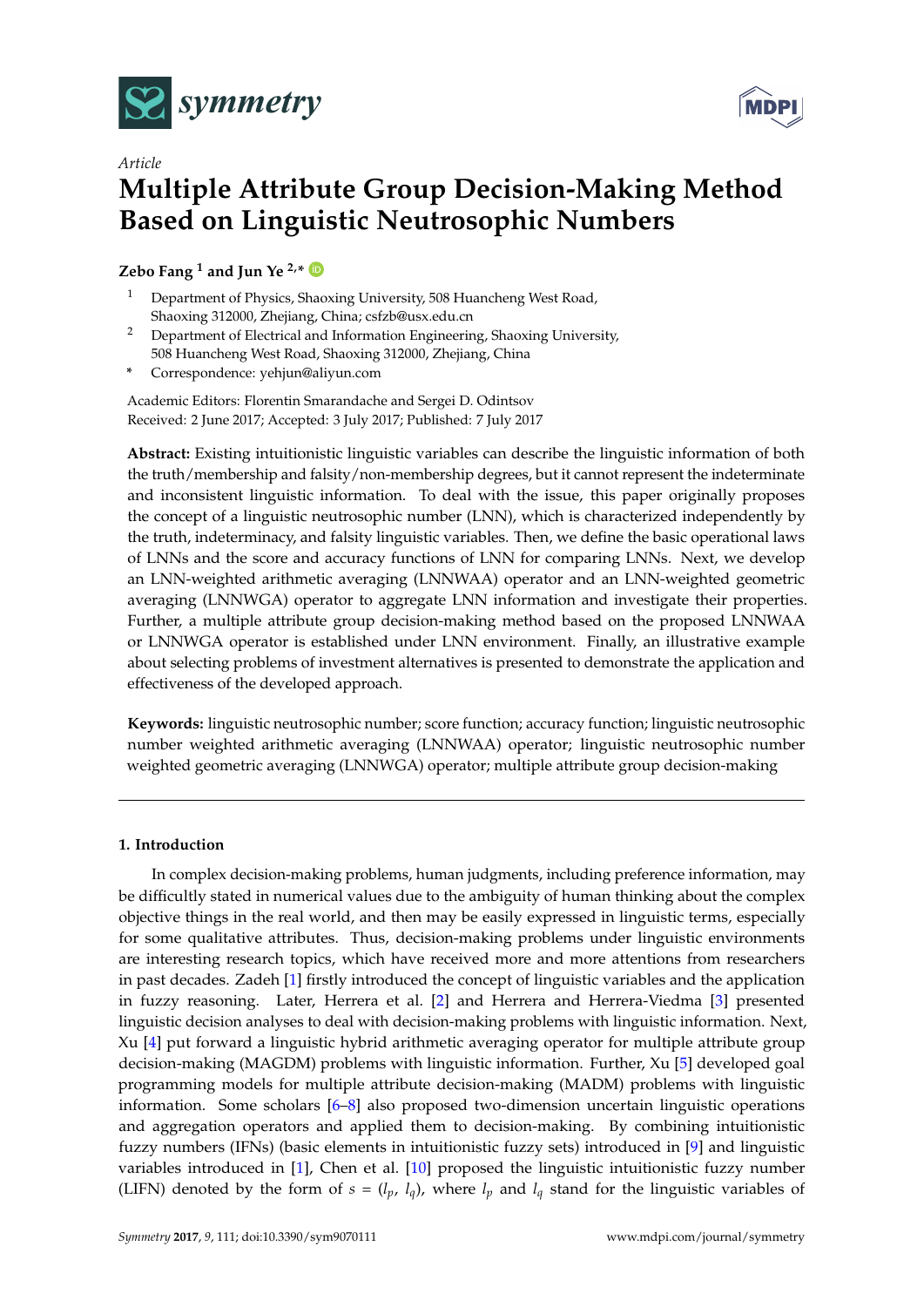*Article*

# Multiple Attribute Group Decision-Making Method Based on Linguistic Neutrosophic Numbers

**Zebo Fang [1] and Jun Ye [2,*]**

[1] Department of Physics, Shaoxing University, 508 Huancheng West Road, Shaoxing 312000, Zhejiang, China; csfzb@usx.edu.cn

[2] Department of Electrical and Information Engineering, Shaoxing University, 508 Huancheng West Road, Shaoxing 312000, Zhejiang, China

* Correspondence: yehjun@aliyun.com

Academic Editors: Florentin Smarandache and Sergei D. Odintsov
Received: 2 June 2017; Accepted: 3 July 2017; Published: 7 July 2017

**Abstract:** Existing intuitionistic linguistic variables can describe the linguistic information of both the truth/membership and falsity/non-membership degrees, but it cannot represent the indeterminate and inconsistent linguistic information. To deal with the issue, this paper originally proposes the concept of a linguistic neutrosophic number (LNN), which is characterized independently by the truth, indeterminacy, and falsity linguistic variables. Then, we define the basic operational laws of LNNs and the score and accuracy functions of LNN for comparing LNNs. Next, we develop an LNN-weighted arithmetic averaging (LNNWAA) operator and an LNN-weighted geometric averaging (LNNWGA) operator to aggregate LNN information and investigate their properties. Further, a multiple attribute group decision-making method based on the proposed LNNWAA or LNNWGA operator is established under LNN environment. Finally, an illustrative example about selecting problems of investment alternatives is presented to demonstrate the application and effectiveness of the developed approach.

**Keywords:** linguistic neutrosophic number; score function; accuracy function; linguistic neutrosophic number weighted arithmetic averaging (LNNWAA) operator; linguistic neutrosophic number weighted geometric averaging (LNNWGA) operator; multiple attribute group decision-making

## 1. Introduction

In complex decision-making problems, human judgments, including preference information, may be difficultly stated in numerical values due to the ambiguity of human thinking about the complex objective things in the real world, and then may be easily expressed in linguistic terms, especially for some qualitative attributes. Thus, decision-making problems under linguistic environments are interesting research topics, which have received more and more attentions from researchers in past decades. Zadeh [1] firstly introduced the concept of linguistic variables and the application in fuzzy reasoning. Later, Herrera et al. [2] and Herrera and Herrera-Viedma [3] presented linguistic decision analyses to deal with decision-making problems with linguistic information. Next, Xu [4] put forward a linguistic hybrid arithmetic averaging operator for multiple attribute group decision-making (MAGDM) problems with linguistic information. Further, Xu [5] developed goal programming models for multiple attribute decision-making (MADM) problems with linguistic information. Some scholars [6–8] also proposed two-dimension uncertain linguistic operations and aggregation operators and applied them to decision-making. By combining intuitionistic fuzzy numbers (IFNs) (basic elements in intuitionistic fuzzy sets) introduced in [9] and linguistic variables introduced in [1], Chen et al. [10] proposed the linguistic intuitionistic fuzzy number (LIFN) denoted by the form of $s = (l_p, l_q)$, where $l_p$ and $l_q$ stand for the linguistic variables of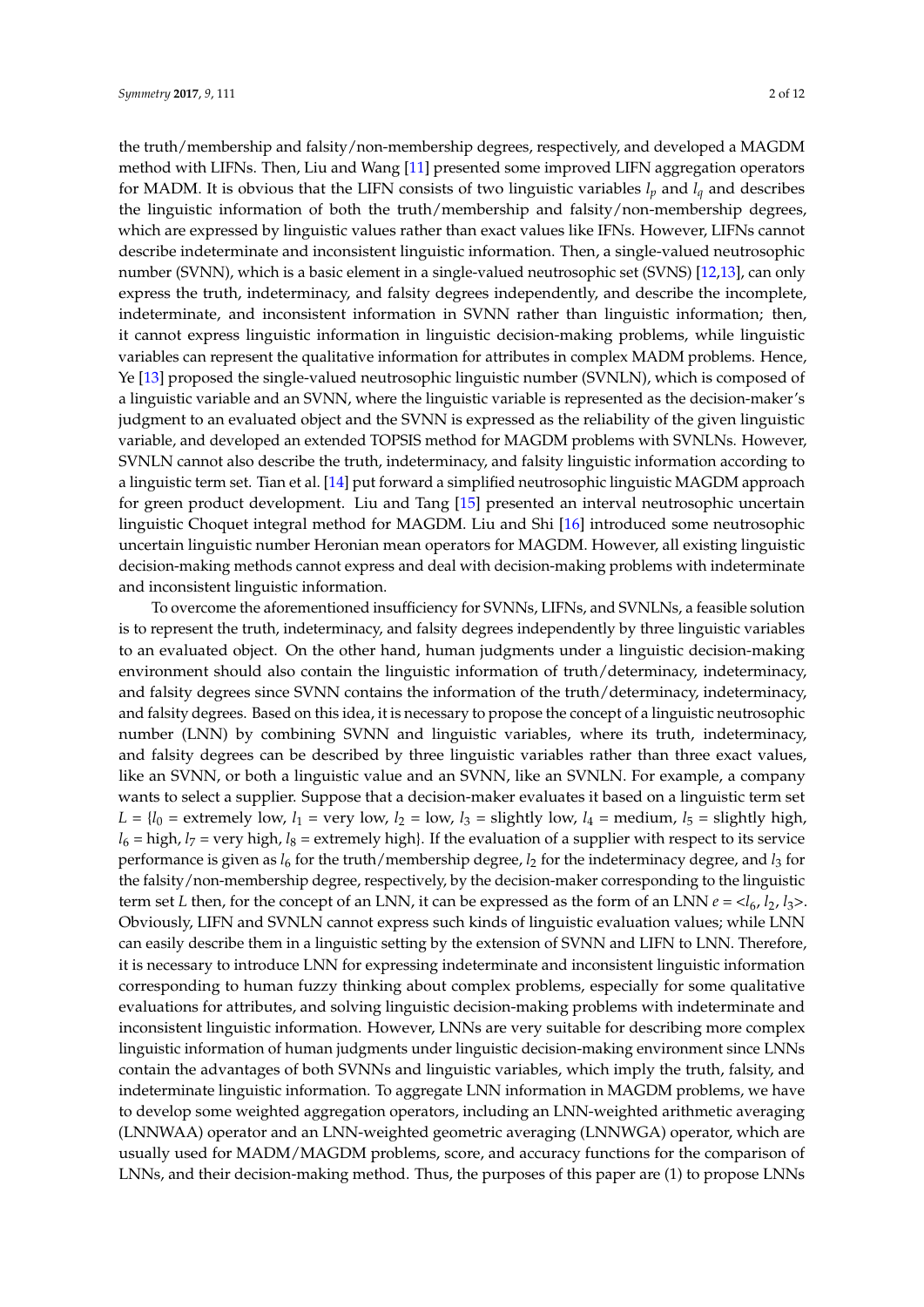the truth/membership and falsity/non-membership degrees, respectively, and developed a MAGDM method with LIFNs. Then, Liu and Wang [11] presented some improved LIFN aggregation operators for MADM. It is obvious that the LIFN consists of two linguistic variables $l_p$ and $l_q$ and describes the linguistic information of both the truth/membership and falsity/non-membership degrees, which are expressed by linguistic values rather than exact values like IFNs. However, LIFNs cannot describe indeterminate and inconsistent linguistic information. Then, a single-valued neutrosophic number (SVNN), which is a basic element in a single-valued neutrosophic set (SVNS) [12,13], can only express the truth, indeterminacy, and falsity degrees independently, and describe the incomplete, indeterminate, and inconsistent information in SVNN rather than linguistic information; then, it cannot express linguistic information in linguistic decision-making problems, while linguistic variables can represent the qualitative information for attributes in complex MADM problems. Hence, Ye [13] proposed the single-valued neutrosophic linguistic number (SVNLN), which is composed of a linguistic variable and an SVNN, where the linguistic variable is represented as the decision-maker's judgment to an evaluated object and the SVNN is expressed as the reliability of the given linguistic variable, and developed an extended TOPSIS method for MAGDM problems with SVNLNs. However, SVNLN cannot also describe the truth, indeterminacy, and falsity linguistic information according to a linguistic term set. Tian et al. [14] put forward a simplified neutrosophic linguistic MAGDM approach for green product development. Liu and Tang [15] presented an interval neutrosophic uncertain linguistic Choquet integral method for MAGDM. Liu and Shi [16] introduced some neutrosophic uncertain linguistic number Heronian mean operators for MAGDM. However, all existing linguistic decision-making methods cannot express and deal with decision-making problems with indeterminate and inconsistent linguistic information.

To overcome the aforementioned insufficiency for SVNNs, LIFNs, and SVNLNs, a feasible solution is to represent the truth, indeterminacy, and falsity degrees independently by three linguistic variables to an evaluated object. On the other hand, human judgments under a linguistic decision-making environment should also contain the linguistic information of truth/determinacy, indeterminacy, and falsity degrees since SVNN contains the information of the truth/determinacy, indeterminacy, and falsity degrees. Based on this idea, it is necessary to propose the concept of a linguistic neutrosophic number (LNN) by combining SVNN and linguistic variables, where its truth, indeterminacy, and falsity degrees can be described by three linguistic variables rather than three exact values, like an SVNN, or both a linguistic value and an SVNN, like an SVNLN. For example, a company wants to select a supplier. Suppose that a decision-maker evaluates it based on a linguistic term set $L$ = {$l_0$ = extremely low, $l_1$ = very low, $l_2$ = low, $l_3$ = slightly low, $l_4$ = medium, $l_5$ = slightly high, $l_6$ = high, $l_7$ = very high, $l_8$ = extremely high}. If the evaluation of a supplier with respect to its service performance is given as $l_6$ for the truth/membership degree, $l_2$ for the indeterminacy degree, and $l_3$ for the falsity/non-membership degree, respectively, by the decision-maker corresponding to the linguistic term set $L$ then, for the concept of an LNN, it can be expressed as the form of an LNN $e = <l_6, l_2, l_3>$. Obviously, LIFN and SVNLN cannot express such kinds of linguistic evaluation values; while LNN can easily describe them in a linguistic setting by the extension of SVNN and LIFN to LNN. Therefore, it is necessary to introduce LNN for expressing indeterminate and inconsistent linguistic information corresponding to human fuzzy thinking about complex problems, especially for some qualitative evaluations for attributes, and solving linguistic decision-making problems with indeterminate and inconsistent linguistic information. However, LNNs are very suitable for describing more complex linguistic information of human judgments under linguistic decision-making environment since LNNs contain the advantages of both SVNNs and linguistic variables, which imply the truth, falsity, and indeterminate linguistic information. To aggregate LNN information in MAGDM problems, we have to develop some weighted aggregation operators, including an LNN-weighted arithmetic averaging (LNNWAA) operator and an LNN-weighted geometric averaging (LNNWGA) operator, which are usually used for MADM/MAGDM problems, score, and accuracy functions for the comparison of LNNs, and their decision-making method. Thus, the purposes of this paper are (1) to propose LNNs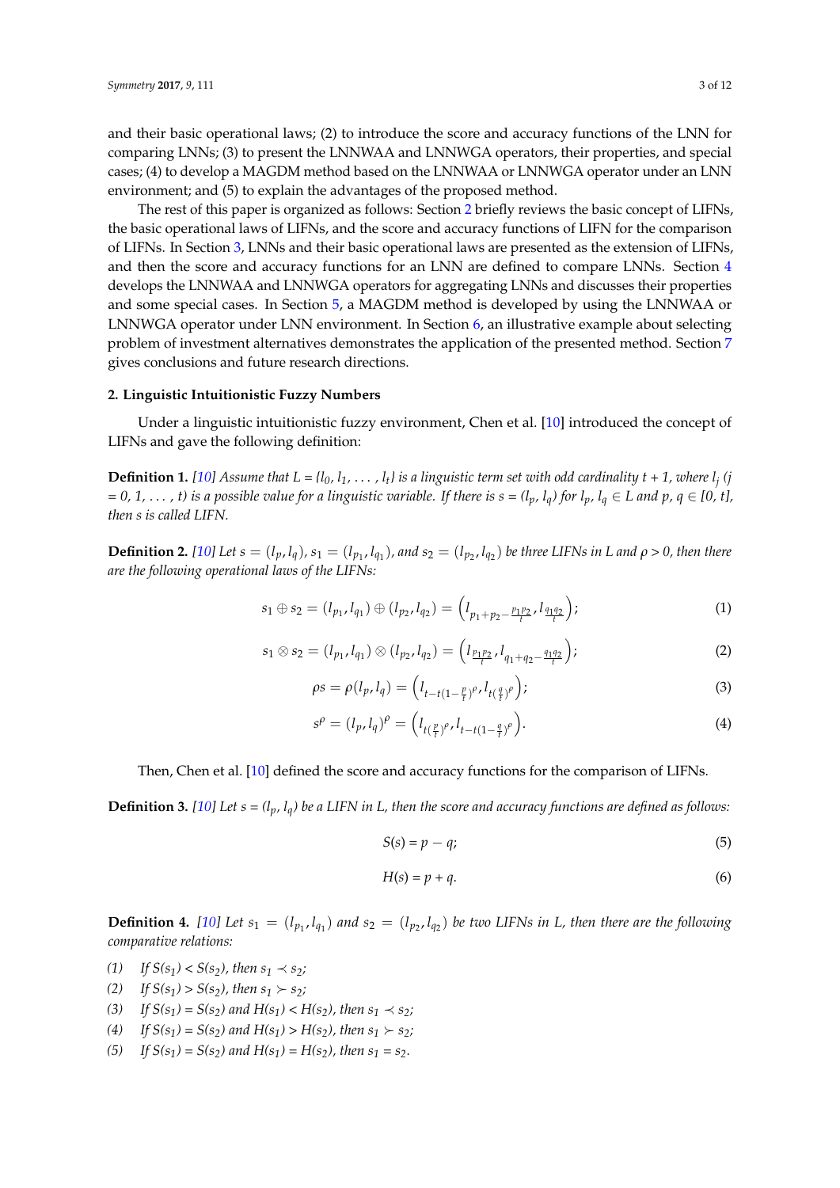and their basic operational laws; (2) to introduce the score and accuracy functions of the LNN for comparing LNNs; (3) to present the LNNWAA and LNNWGA operators, their properties, and special cases; (4) to develop a MAGDM method based on the LNNWAA or LNNWGA operator under an LNN environment; and (5) to explain the advantages of the proposed method.

The rest of this paper is organized as follows: Section 2 briefly reviews the basic concept of LIFNs, the basic operational laws of LIFNs, and the score and accuracy functions of LIFN for the comparison of LIFNs. In Section 3, LNNs and their basic operational laws are presented as the extension of LIFNs, and then the score and accuracy functions for an LNN are defined to compare LNNs. Section 4 develops the LNNWAA and LNNWGA operators for aggregating LNNs and discusses their properties and some special cases. In Section 5, a MAGDM method is developed by using the LNNWAA or LNNWGA operator under LNN environment. In Section 6, an illustrative example about selecting problem of investment alternatives demonstrates the application of the presented method. Section 7 gives conclusions and future research directions.

## 2. Linguistic Intuitionistic Fuzzy Numbers

Under a linguistic intuitionistic fuzzy environment, Chen et al. [10] introduced the concept of LIFNs and gave the following definition:

**Definition 1.** *[10] Assume that $L = \{l_0, l_1, \ldots, l_t\}$ is a linguistic term set with odd cardinality $t + 1$, where $l_j$ ($j = 0, 1, \ldots, t$) is a possible value for a linguistic variable. If there is $s = (l_p, l_q)$ for $l_p$, $l_q \in L$ and $p, q \in [0, t]$, then s is called LIFN.*

**Definition 2.** *[10] Let $s = (l_p, l_q)$, $s_1 = (l_{p_1}, l_{q_1})$, and $s_2 = (l_{p_2}, l_{q_2})$ be three LIFNs in L and $\rho > 0$, then there are the following operational laws of the LIFNs:*

$$s_1 \oplus s_2 = (l_{p_1}, l_{q_1}) \oplus (l_{p_2}, l_{q_2}) = \left( l_{p_1 + p_2 - \frac{p_1 p_2}{t}}, l_{\frac{q_1 q_2}{t}} \right); \tag{1}$$

$$s_1 \otimes s_2 = (l_{p_1}, l_{q_1}) \otimes (l_{p_2}, l_{q_2}) = \left( l_{\frac{p_1 p_2}{t}}, l_{q_1 + q_2 - \frac{q_1 q_2}{t}} \right); \tag{2}$$

$$\rho s = \rho (l_p, l_q) = \left( l_{t - t(1 - \frac{p}{t})^{\rho}}, l_{t(\frac{q}{t})^{\rho}} \right); \tag{3}$$

$$s^{\rho} = (l_p, l_q)^{\rho} = \left( l_{t(\frac{p}{t})^{\rho}}, l_{t - t(1 - \frac{q}{t})^{\rho}} \right). \tag{4}$$

Then, Chen et al. [10] defined the score and accuracy functions for the comparison of LIFNs.

**Definition 3.** *[10] Let $s = (l_p, l_q)$ be a LIFN in L, then the score and accuracy functions are defined as follows:*

$$S(s) = p - q; \tag{5}$$

$$H(s) = p + q. \tag{6}$$

**Definition 4.** *[10] Let $s_1 = (l_{p_1}, l_{q_1})$ and $s_2 = (l_{p_2}, l_{q_2})$ be two LIFNs in L, then there are the following comparative relations:*

*(1) If $S(s_1) < S(s_2)$, then $s_1 \prec s_2$;*

*(2) If $S(s_1) > S(s_2)$, then $s_1 \succ s_2$;*

*(3) If $S(s_1) = S(s_2)$ and $H(s_1) < H(s_2)$, then $s_1 \prec s_2$;*

*(4) If $S(s_1) = S(s_2)$ and $H(s_1) > H(s_2)$, then $s_1 \succ s_2$;*

*(5) If $S(s_1) = S(s_2)$ and $H(s_1) = H(s_2)$, then $s_1 = s_2$.*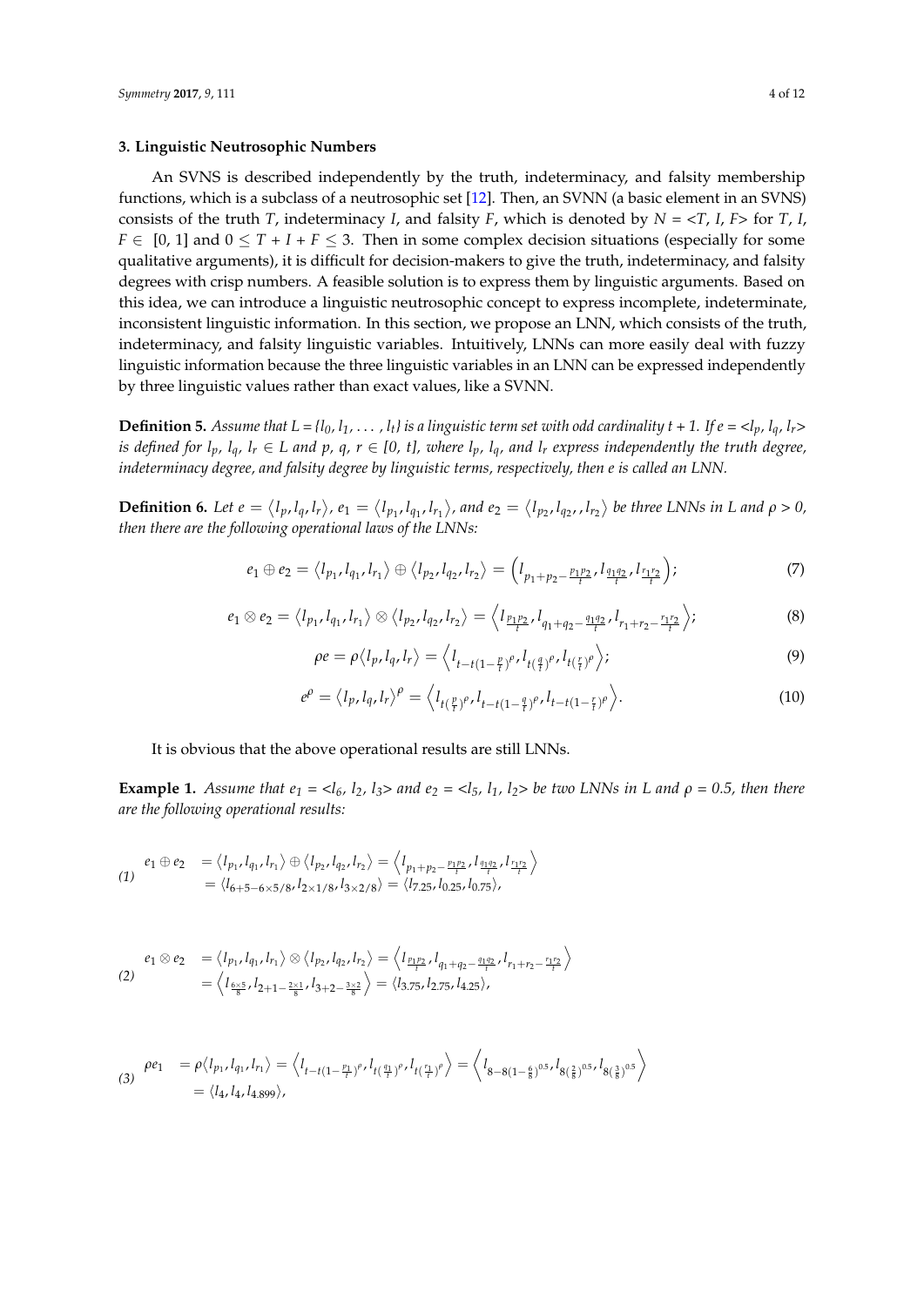## 3. Linguistic Neutrosophic Numbers

An SVNS is described independently by the truth, indeterminacy, and falsity membership functions, which is a subclass of a neutrosophic set [12]. Then, an SVNN (a basic element in an SVNS) consists of the truth $T$, indeterminacy $I$, and falsity $F$, which is denoted by $N = <T, I, F>$ for $T, I, F \in [0, 1]$ and $0 \leq T + I + F \leq 3$. Then in some complex decision situations (especially for some qualitative arguments), it is difficult for decision-makers to give the truth, indeterminacy, and falsity degrees with crisp numbers. A feasible solution is to express them by linguistic arguments. Based on this idea, we can introduce a linguistic neutrosophic concept to express incomplete, indeterminate, inconsistent linguistic information. In this section, we propose an LNN, which consists of the truth, indeterminacy, and falsity linguistic variables. Intuitively, LNNs can more easily deal with fuzzy linguistic information because the three linguistic variables in an LNN can be expressed independently by three linguistic values rather than exact values, like a SVNN.

**Definition 5.** *Assume that $L = \{l_0, l_1, \ldots, l_t\}$ is a linguistic term set with odd cardinality $t + 1$. If $e = <l_p, l_q, l_r>$ is defined for $l_p, l_q, l_r \in L$ and $p, q, r \in [0, t]$, where $l_p$, $l_q$, and $l_r$ express independently the truth degree, indeterminacy degree, and falsity degree by linguistic terms, respectively, then e is called an LNN.*

**Definition 6.** *Let $e = \langle l_p, l_q, l_r \rangle$, $e_1 = \langle l_{p_1}, l_{q_1}, l_{r_1} \rangle$, and $e_2 = \langle l_{p_2}, l_{q_2}, l_{r_2} \rangle$ be three LNNs in L and $\rho > 0$, then there are the following operational laws of the LNNs:*

$$e_1 \oplus e_2 = \langle l_{p_1}, l_{q_1}, l_{r_1} \rangle \oplus \langle l_{p_2}, l_{q_2}, l_{r_2} \rangle = \left( l_{p_1 + p_2 - \frac{p_1 p_2}{t}}, l_{\frac{q_1 q_2}{t}}, l_{\frac{r_1 r_2}{t}} \right); \tag{7}$$

$$e_1 \otimes e_2 = \langle l_{p_1}, l_{q_1}, l_{r_1} \rangle \otimes \langle l_{p_2}, l_{q_2}, l_{r_2} \rangle = \left\langle l_{\frac{p_1 p_2}{t}}, l_{q_1 + q_2 - \frac{q_1 q_2}{t}}, l_{r_1 + r_2 - \frac{r_1 r_2}{t}} \right\rangle; \tag{8}$$

$$\rho e = \rho \langle l_p, l_q, l_r \rangle = \left\langle l_{t - t(1 - \frac{p}{t})^\rho}, l_{t(\frac{q}{t})^\rho}, l_{t(\frac{r}{t})^\rho} \right\rangle; \tag{9}$$

$$e^\rho = \langle l_p, l_q, l_r \rangle^\rho = \left\langle l_{t(\frac{p}{t})^\rho}, l_{t - t(1 - \frac{q}{t})^\rho}, l_{t - t(1 - \frac{r}{t})^\rho} \right\rangle. \tag{10}$$

It is obvious that the above operational results are still LNNs.

**Example 1.** *Assume that $e_1 = <l_6, l_2, l_3>$ and $e_2 = <l_5, l_1, l_2>$ be two LNNs in L and $\rho = 0.5$, then there are the following operational results:*

(1)
$$\begin{aligned} e_1 \oplus e_2 &= \langle l_{p_1}, l_{q_1}, l_{r_1} \rangle \oplus \langle l_{p_2}, l_{q_2}, l_{r_2} \rangle = \left\langle l_{p_1 + p_2 - \frac{p_1 p_2}{t}}, l_{\frac{q_1 q_2}{t}}, l_{\frac{r_1 r_2}{t}} \right\rangle \\ &= \langle l_{6+5-6\times 5/8}, l_{2\times 1/8}, l_{3\times 2/8} \rangle = \langle l_{7.25}, l_{0.25}, l_{0.75} \rangle, \end{aligned}$$

(2)
$$\begin{aligned} e_1 \otimes e_2 &= \langle l_{p_1}, l_{q_1}, l_{r_1} \rangle \otimes \langle l_{p_2}, l_{q_2}, l_{r_2} \rangle = \left\langle l_{\frac{p_1 p_2}{t}}, l_{q_1 + q_2 - \frac{q_1 q_2}{t}}, l_{r_1 + r_2 - \frac{r_1 r_2}{t}} \right\rangle \\ &= \left\langle l_{\frac{6\times 5}{8}}, l_{2+1-\frac{2\times 1}{8}}, l_{3+2-\frac{3\times 2}{8}} \right\rangle = \langle l_{3.75}, l_{2.75}, l_{4.25} \rangle, \end{aligned}$$

(3)
$$\begin{aligned} \rho e_1 &= \rho \langle l_{p_1}, l_{q_1}, l_{r_1} \rangle = \left\langle l_{t - t(1 - \frac{p_1}{t})^\rho}, l_{t(\frac{q_1}{t})^\rho}, l_{t(\frac{r_1}{t})^\rho} \right\rangle = \left\langle l_{8 - 8(1 - \frac{6}{8})^{0.5}}, l_{8(\frac{2}{8})^{0.5}}, l_{8(\frac{3}{8})^{0.5}} \right\rangle \\ &= \langle l_4, l_4, l_{4.899} \rangle, \end{aligned}$$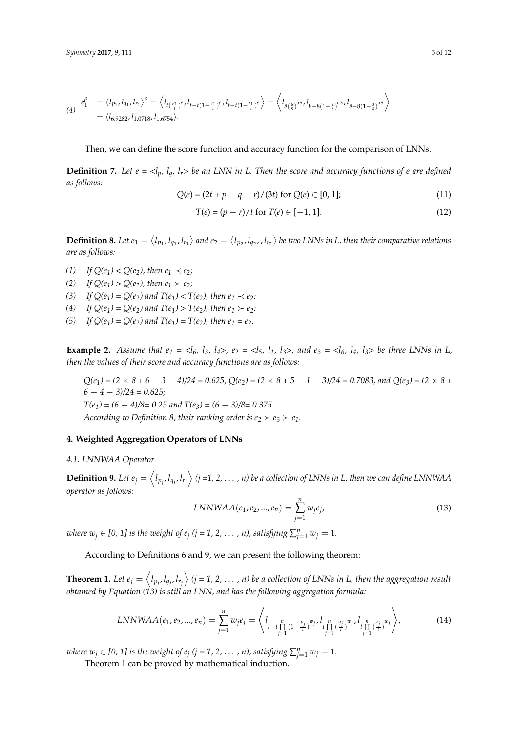(4) $$\begin{aligned} e_1^{\rho} &= \langle l_{p_1}, l_{q_1}, l_{r_1} \rangle^{\rho} = \left\langle l_{t(\frac{p_1}{t})^{\rho}}, l_{t-t(1-\frac{q_1}{t})^{\rho}}, l_{t-t(1-\frac{r_1}{t})^{\rho}} \right\rangle = \left\langle l_{8(\frac{6}{8})^{0.5}}, l_{8-8(1-\frac{2}{8})^{0.5}}, l_{8-8(1-\frac{3}{8})^{0.5}} \right\rangle \\ &= \langle l_{6.9282}, l_{1.0718}, l_{1.6754} \rangle. \end{aligned}$$

Then, we can define the score function and accuracy function for the comparison of LNNs.

**Definition 7.** *Let $e = <l_p, l_q, l_r>$ be an LNN in L. Then the score and accuracy functions of e are defined as follows:*

$$Q(e) = (2t + p - q - r)/(3t) \text{ for } Q(e) \in [0, 1]; \tag{11}$$

$$T(e) = (p - r)/t \text{ for } T(e) \in [-1, 1]. \tag{12}$$

**Definition 8.** *Let $e_1 = \langle l_{p_1}, l_{q_1}, l_{r_1} \rangle$ and $e_2 = \langle l_{p_2}, l_{q_2}, , l_{r_2} \rangle$ be two LNNs in L, then their comparative relations are as follows:*

(1) *If $Q(e_1) < Q(e_2)$, then $e_1 \prec e_2$;*
(2) *If $Q(e_1) > Q(e_2)$, then $e_1 \succ e_2$;*
(3) *If $Q(e_1) = Q(e_2)$ and $T(e_1) < T(e_2)$, then $e_1 \prec e_2$;*
(4) *If $Q(e_1) = Q(e_2)$ and $T(e_1) > T(e_2)$, then $e_1 \succ e_2$;*
(5) *If $Q(e_1) = Q(e_2)$ and $T(e_1) = T(e_2)$, then $e_1 = e_2$.*

**Example 2.** *Assume that $e_1 = <l_6, l_3, l_4>$, $e_2 = <l_5, l_1, l_3>$, and $e_3 = <l_6, l_4, l_3>$ be three LNNs in L, then the values of their score and accuracy functions are as follows:*

*$Q(e_1) = (2 \times 8 + 6 - 3 - 4)/24 = 0.625$, $Q(e_2) = (2 \times 8 + 5 - 1 - 3)/24 = 0.7083$, and $Q(e_3) = (2 \times 8 + 6 - 4 - 3)/24 = 0.625$;*
*$T(e_1) = (6 - 4)/8= 0.25$ and $T(e_3) = (6 - 3)/8= 0.375$.*
*According to Definition 8, their ranking order is $e_2 \succ e_3 \succ e_1$.*

## 4. Weighted Aggregation Operators of LNNs

### 4.1. LNNWAA Operator

**Definition 9.** *Let $e_j = \langle l_{p_j}, l_{q_j}, l_{r_j} \rangle$ (j =1, 2, ... , n) be a collection of LNNs in L, then we can define LNNWAA operator as follows:*

$$LNNWAA(e_1, e_2, ..., e_n) = \sum_{j=1}^{n} w_j e_j, \tag{13}$$

*where $w_j \in [0, 1]$ is the weight of $e_j$ (j = 1, 2, ... , n), satisfying $\sum_{j=1}^{n} w_j = 1$.*

According to Definitions 6 and 9, we can present the following theorem:

**Theorem 1.** *Let $e_j = \langle l_{p_j}, l_{q_j}, l_{r_j} \rangle$ (j = 1, 2, ... , n) be a collection of LNNs in L, then the aggregation result obtained by Equation (13) is still an LNN, and has the following aggregation formula:*

$$LNNWAA(e_1, e_2, ..., e_n) = \sum_{j=1}^{n} w_j e_j = \left\langle l_{t-t\prod\limits_{j=1}^{n}(1-\frac{p_j}{t})^{w_j}}, l_{t\prod\limits_{j=1}^{n}(\frac{q_j}{t})^{w_j}}, l_{t\prod\limits_{j=1}^{n}(\frac{r_j}{t})^{w_j}} \right\rangle, \tag{14}$$

*where $w_j \in [0, 1]$ is the weight of $e_j$ (j = 1, 2, ... , n), satisfying $\sum_{j=1}^{n} w_j = 1$.*

Theorem 1 can be proved by mathematical induction.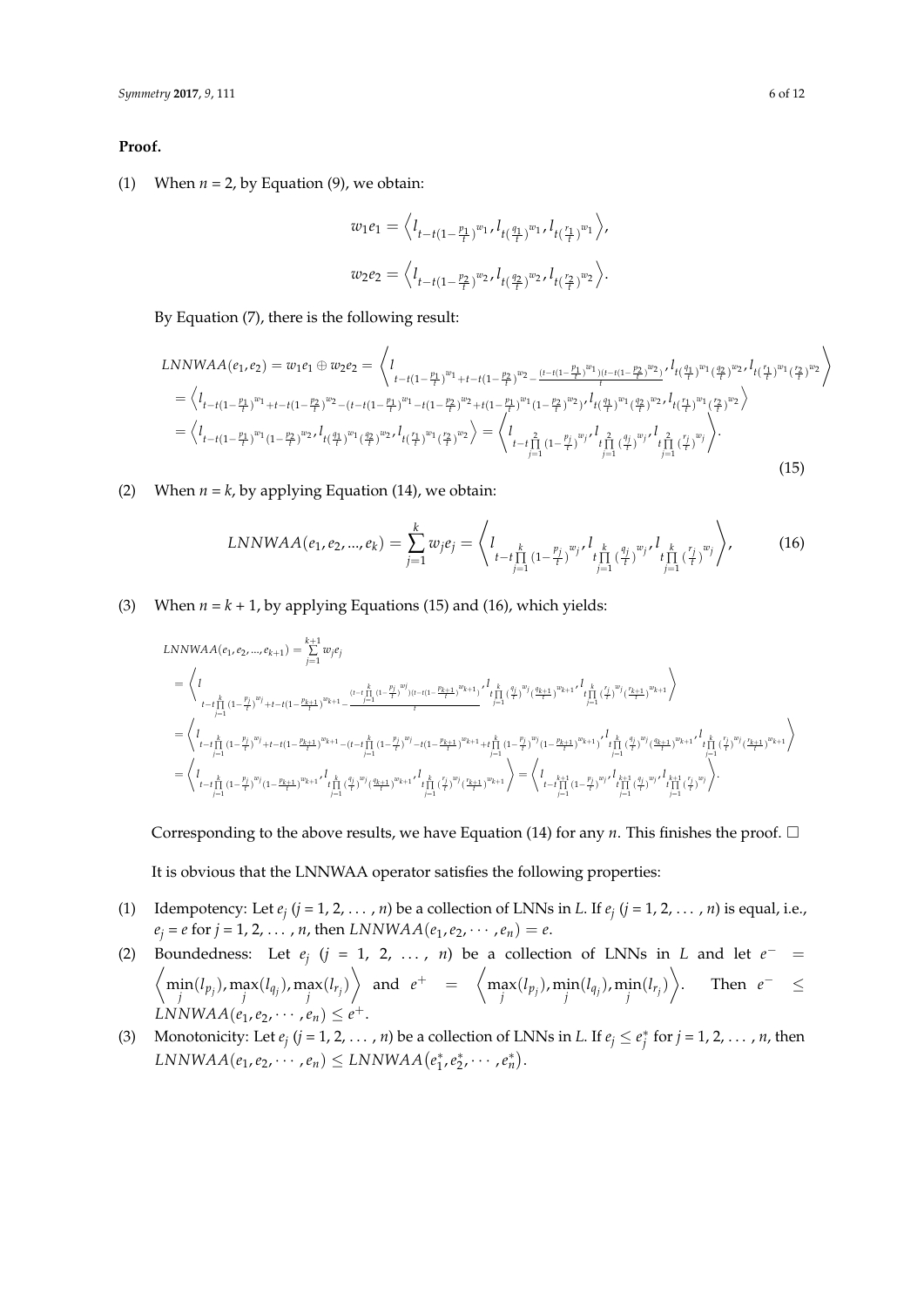**Proof.**

(1) When $n = 2$, by Equation (9), we obtain:

$$w_1 e_1 = \left\langle l_{t-t(1-\frac{p_1}{t})^{w_1}}, l_{t(\frac{q_1}{t})^{w_1}}, l_{t(\frac{r_1}{t})^{w_1}} \right\rangle,$$

$$w_2 e_2 = \left\langle l_{t-t(1-\frac{p_2}{t})^{w_2}}, l_{t(\frac{q_2}{t})^{w_2}}, l_{t(\frac{r_2}{t})^{w_2}} \right\rangle.$$

By Equation (7), there is the following result:

$$\begin{aligned}
LNNWAA(e_1, e_2) &= w_1 e_1 \oplus w_2 e_2 = \left\langle l_{t-t(1-\frac{p_1}{t})^{w_1}+t-t(1-\frac{p_2}{t})^{w_2}-\frac{(t-t(1-\frac{p_1}{t})^{w_1})(t-t(1-\frac{p_2}{t})^{w_2})}{t}}, l_{t(\frac{q_1}{t})^{w_1}(\frac{q_2}{t})^{w_2}}, l_{t(\frac{r_1}{t})^{w_1}(\frac{r_2}{t})^{w_2}} \right\rangle \\
&= \left\langle l_{t-t(1-\frac{p_1}{t})^{w_1}+t-t(1-\frac{p_2}{t})^{w_2}-(t-t(1-\frac{p_1}{t})^{w_1}-t(1-\frac{p_2}{t})^{w_2}+t(1-\frac{p_1}{t})^{w_1}(1-\frac{p_2}{t})^{w_2})}, l_{t(\frac{q_1}{t})^{w_1}(\frac{q_2}{t})^{w_2}}, l_{t(\frac{r_1}{t})^{w_1}(\frac{r_2}{t})^{w_2}} \right\rangle \\
&= \left\langle l_{t-t(1-\frac{p_1}{t})^{w_1}(1-\frac{p_2}{t})^{w_2}}, l_{t(\frac{q_1}{t})^{w_1}(\frac{q_2}{t})^{w_2}}, l_{t(\frac{r_1}{t})^{w_1}(\frac{r_2}{t})^{w_2}} \right\rangle = \left\langle l_{t-t\prod\limits_{j=1}^{2}(1-\frac{p_j}{t})^{w_j}}, l_{t\prod\limits_{j=1}^{2}(\frac{q_j}{t})^{w_j}}, l_{t\prod\limits_{j=1}^{2}(\frac{r_j}{t})^{w_j}} \right\rangle.
\end{aligned} \tag{15}$$

(2) When $n = k$, by applying Equation (14), we obtain:

$$LNNWAA(e_1, e_2, \ldots, e_k) = \sum_{j=1}^{k} w_j e_j = \left\langle l_{t-t\prod\limits_{j=1}^{k}(1-\frac{p_j}{t})^{w_j}}, l_{t\prod\limits_{j=1}^{k}(\frac{q_j}{t})^{w_j}}, l_{t\prod\limits_{j=1}^{k}(\frac{r_j}{t})^{w_j}} \right\rangle, \tag{16}$$

(3) When $n = k + 1$, by applying Equations (15) and (16), which yields:

$$\begin{aligned}
&LNNWAA(e_1, e_2, \ldots, e_{k+1}) = \sum_{j=1}^{k+1} w_j e_j \\
&= \left\langle l_{t-t\prod\limits_{j=1}^{k}(1-\frac{p_j}{t})^{w_j}+t-t(1-\frac{p_{k+1}}{t})^{w_{k+1}}-\frac{(t-t\prod\limits_{j=1}^{k}(1-\frac{p_j}{t})^{w_j})(t-t(1-\frac{p_{k+1}}{t})^{w_{k+1}})}{t}}, l_{t\prod\limits_{j=1}^{k}(\frac{q_j}{t})^{w_j}(\frac{q_{k+1}}{t})^{w_{k+1}}}, l_{t\prod\limits_{j=1}^{k}(\frac{r_j}{t})^{w_j}(\frac{r_{k+1}}{t})^{w_{k+1}}} \right\rangle \\
&= \left\langle l_{t-t\prod\limits_{j=1}^{k}(1-\frac{p_j}{t})^{w_j}+t-t(1-\frac{p_{k+1}}{t})^{w_{k+1}}-(t-t\prod\limits_{j=1}^{k}(1-\frac{p_j}{t})^{w_j}-t(1-\frac{p_{k+1}}{t})^{w_{k+1}}+t\prod\limits_{j=1}^{k}(1-\frac{p_j}{t})^{w_j}(1-\frac{p_{k+1}}{t})^{w_{k+1}})}, l_{t\prod\limits_{j=1}^{k}(\frac{q_j}{t})^{w_j}(\frac{q_{k+1}}{t})^{w_{k+1}}}, l_{t\prod\limits_{j=1}^{k}(\frac{r_j}{t})^{w_j}(\frac{r_{k+1}}{t})^{w_{k+1}}} \right\rangle \\
&= \left\langle l_{t-t\prod\limits_{j=1}^{k}(1-\frac{p_j}{t})^{w_j}(1-\frac{p_{k+1}}{t})^{w_{k+1}}}, l_{t\prod\limits_{j=1}^{k}(\frac{q_j}{t})^{w_j}(\frac{q_{k+1}}{t})^{w_{k+1}}}, l_{t\prod\limits_{j=1}^{k}(\frac{r_j}{t})^{w_j}(\frac{r_{k+1}}{t})^{w_{k+1}}} \right\rangle = \left\langle l_{t-t\prod\limits_{j=1}^{k+1}(1-\frac{p_j}{t})^{w_j}}, l_{t\prod\limits_{j=1}^{k+1}(\frac{q_j}{t})^{w_j}}, l_{t\prod\limits_{j=1}^{k+1}(\frac{r_j}{t})^{w_j}} \right\rangle.
\end{aligned}$$

Corresponding to the above results, we have Equation (14) for any $n$. This finishes the proof. □

It is obvious that the LNNWAA operator satisfies the following properties:

(1) Idempotency: Let $e_j$ ($j = 1, 2, \ldots, n$) be a collection of LNNs in $L$. If $e_j$ ($j = 1, 2, \ldots, n$) is equal, i.e., $e_j = e$ for $j = 1, 2, \ldots, n$, then $LNNWAA(e_1, e_2, \cdots, e_n) = e$.

(2) Boundedness: Let $e_j$ ($j = 1, 2, \ldots, n$) be a collection of LNNs in $L$ and let $e^- = \left\langle \min\limits_j(l_{p_j}), \max\limits_j(l_{q_j}), \max\limits_j(l_{r_j}) \right\rangle$ and $e^+ = \left\langle \max\limits_j(l_{p_j}), \min\limits_j(l_{q_j}), \min\limits_j(l_{r_j}) \right\rangle$. Then $e^- \leq LNNWAA(e_1, e_2, \cdots, e_n) \leq e^+$.

(3) Monotonicity: Let $e_j$ ($j = 1, 2, \ldots, n$) be a collection of LNNs in $L$. If $e_j \leq e_j^*$ for $j = 1, 2, \ldots, n$, then $LNNWAA(e_1, e_2, \cdots, e_n) \leq LNNWAA(e_1^*, e_2^*, \cdots, e_n^*)$.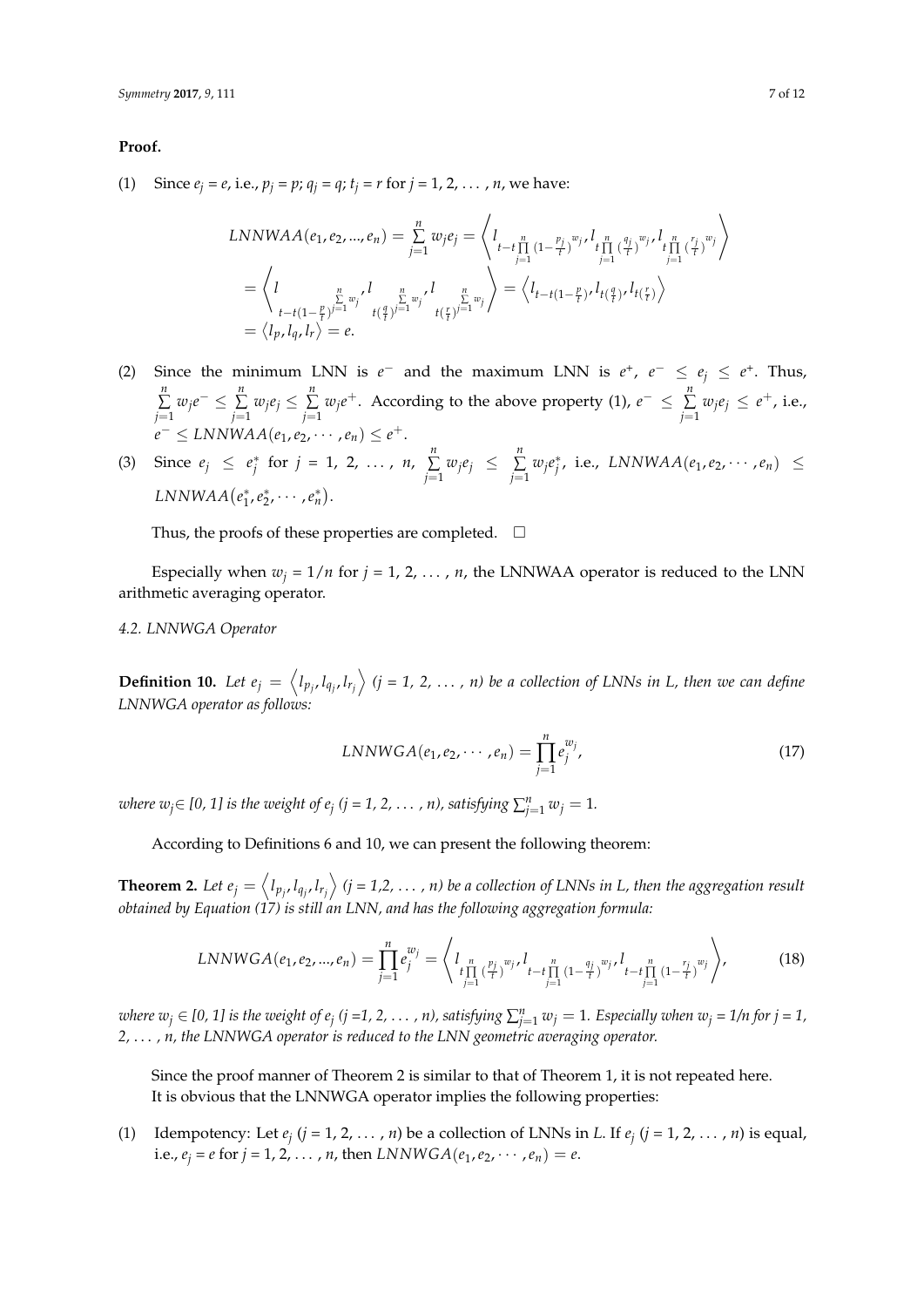**Proof.**

(1) Since $e_j = e$, i.e., $p_j = p$; $q_j = q$; $t_j = r$ for $j = 1, 2, \ldots, n$, we have:

$$
\begin{aligned}
LNNWAA(e_1, e_2, \ldots, e_n) &= \sum_{j=1}^{n} w_j e_j = \left\langle l_{t - t\prod\limits_{j=1}^{n}(1-\frac{p_j}{t})^{w_j}}, l_{t\prod\limits_{j=1}^{n}(\frac{q_j}{t})^{w_j}}, l_{t\prod\limits_{j=1}^{n}(\frac{r_j}{t})^{w_j}} \right\rangle \\
&= \left\langle l_{t - t(1-\frac{p}{t})^{\sum_{j=1}^{n} w_j}}, l_{t(\frac{q}{t})^{\sum_{j=1}^{n} w_j}}, l_{t(\frac{r}{t})^{\sum_{j=1}^{n} w_j}} \right\rangle = \left\langle l_{t - t(1-\frac{p}{t})}, l_{t(\frac{q}{t})}, l_{t(\frac{r}{t})} \right\rangle \\
&= \langle l_p, l_q, l_r \rangle = e.
\end{aligned}
$$

(2) Since the minimum LNN is $e^-$ and the maximum LNN is $e^+$, $e^- \le e_j \le e^+$. Thus, $\sum_{j=1}^{n} w_j e^- \le \sum_{j=1}^{n} w_j e_j \le \sum_{j=1}^{n} w_j e^+$. According to the above property (1), $e^- \le \sum_{j=1}^{n} w_j e_j \le e^+$, i.e., $e^- \le LNNWAA(e_1, e_2, \cdots, e_n) \le e^+$.

(3) Since $e_j \le e_j^*$ for $j = 1, 2, \ldots, n$, $\sum_{j=1}^{n} w_j e_j \le \sum_{j=1}^{n} w_j e_j^*$, i.e., $LNNWAA(e_1, e_2, \cdots, e_n) \le LNNWAA(e_1^*, e_2^*, \cdots, e_n^*)$.

Thus, the proofs of these properties are completed. □

Especially when $w_j = 1/n$ for $j = 1, 2, \ldots, n$, the LNNWAA operator is reduced to the LNN arithmetic averaging operator.

### 4.2. LNNWGA Operator

**Definition 10.** *Let $e_j = \langle l_{p_j}, l_{q_j}, l_{r_j} \rangle$ ($j = 1, 2, \ldots, n$) be a collection of LNNs in L, then we can define LNNWGA operator as follows:*

$$
LNNWGA(e_1, e_2, \cdots, e_n) = \prod_{j=1}^{n} e_j^{w_j}, \tag{17}
$$

*where $w_j \in [0, 1]$ is the weight of $e_j$ ($j = 1, 2, \ldots, n$), satisfying $\sum_{j=1}^{n} w_j = 1$.*

According to Definitions 6 and 10, we can present the following theorem:

**Theorem 2.** *Let $e_j = \langle l_{p_j}, l_{q_j}, l_{r_j} \rangle$ ($j = 1,2, \ldots, n$) be a collection of LNNs in L, then the aggregation result obtained by Equation (17) is still an LNN, and has the following aggregation formula:*

$$
LNNWGA(e_1, e_2, \ldots, e_n) = \prod_{j=1}^{n} e_j^{w_j} = \left\langle l_{t\prod\limits_{j=1}^{n}(\frac{p_j}{t})^{w_j}}, l_{t - t\prod\limits_{j=1}^{n}(1-\frac{q_j}{t})^{w_j}}, l_{t - t\prod\limits_{j=1}^{n}(1-\frac{r_j}{t})^{w_j}} \right\rangle, \tag{18}
$$

*where $w_j \in [0, 1]$ is the weight of $e_j$ ($j = 1, 2, \ldots, n$), satisfying $\sum_{j=1}^{n} w_j = 1$. Especially when $w_j = 1/n$ for $j = 1, 2, \ldots, n$, the LNNWGA operator is reduced to the LNN geometric averaging operator.*

Since the proof manner of Theorem 2 is similar to that of Theorem 1, it is not repeated here.

It is obvious that the LNNWGA operator implies the following properties:

(1) Idempotency: Let $e_j$ ($j = 1, 2, \ldots, n$) be a collection of LNNs in $L$. If $e_j$ ($j = 1, 2, \ldots, n$) is equal, i.e., $e_j = e$ for $j = 1, 2, \ldots, n$, then $LNNWGA(e_1, e_2, \cdots, e_n) = e$.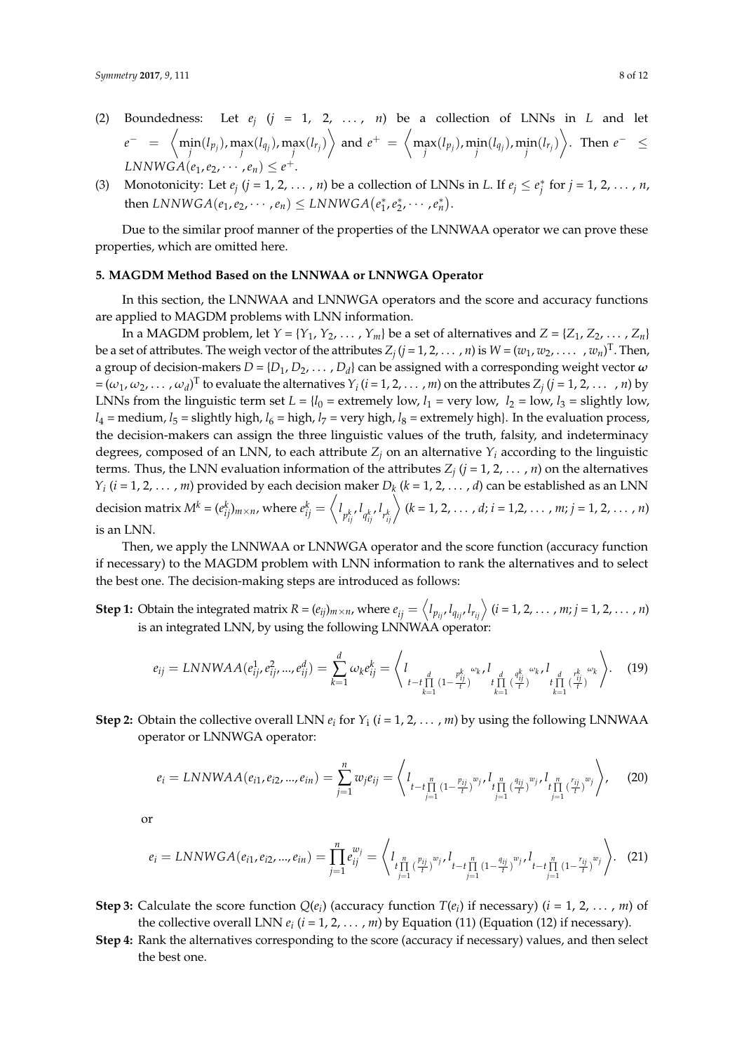(2) Boundedness: Let $e_j$ ($j$ = 1, 2, ..., $n$) be a collection of LNNs in $L$ and let $e^- = \left\langle \min_j(l_{p_j}), \max_j(l_{q_j}), \max_j(l_{r_j}) \right\rangle$ and $e^+ = \left\langle \max_j(l_{p_j}), \min_j(l_{q_j}), \min_j(l_{r_j}) \right\rangle$. Then $e^- \le LNNWGA(e_1, e_2, \cdots, e_n) \le e^+$.

(3) Monotonicity: Let $e_j$ ($j$ = 1, 2, ..., $n$) be a collection of LNNs in $L$. If $e_j \le e_j^*$ for $j$ = 1, 2, ..., $n$, then $LNNWGA(e_1, e_2, \cdots, e_n) \le LNNWGA(e_1^*, e_2^*, \cdots, e_n^*)$.

Due to the similar proof manner of the properties of the LNNWAA operator we can prove these properties, which are omitted here.

## 5. MAGDM Method Based on the LNNWAA or LNNWGA Operator

In this section, the LNNWAA and LNNWGA operators and the score and accuracy functions are applied to MAGDM problems with LNN information.

In a MAGDM problem, let $Y$ = {$Y_1$, $Y_2$, ..., $Y_m$} be a set of alternatives and $Z$ = {$Z_1$, $Z_2$, ..., $Z_n$} be a set of attributes. The weigh vector of the attributes $Z_j$ ($j$ = 1, 2, ..., $n$) is $W = (w_1, w_2, \ldots, w_n)^{\mathrm{T}}$. Then, a group of decision-makers $D$ = {$D_1$, $D_2$, ..., $D_d$} can be assigned with a corresponding weight vector $\boldsymbol{\omega} = (\omega_1, \omega_2, \ldots, \omega_d)^{\mathrm{T}}$ to evaluate the alternatives $Y_i$ ($i$ = 1, 2, ..., $m$) on the attributes $Z_j$ ($j$ = 1, 2, ..., $n$) by LNNs from the linguistic term set $L$ = {$l_0$ = extremely low, $l_1$ = very low, $l_2$ = low, $l_3$ = slightly low, $l_4$ = medium, $l_5$ = slightly high, $l_6$ = high, $l_7$ = very high, $l_8$ = extremely high}. In the evaluation process, the decision-makers can assign the three linguistic values of the truth, falsity, and indeterminacy degrees, composed of an LNN, to each attribute $Z_j$ on an alternative $Y_i$ according to the linguistic terms. Thus, the LNN evaluation information of the attributes $Z_j$ ($j$ = 1, 2, ..., $n$) on the alternatives $Y_i$ ($i$ = 1, 2, ..., $m$) provided by each decision maker $D_k$ ($k$ = 1, 2, ..., $d$) can be established as an LNN decision matrix $M^k = (e_{ij}^k)_{m \times n}$, where $e_{ij}^k = \left\langle l_{p_{ij}^k}, l_{q_{ij}^k}, l_{r_{ij}^k} \right\rangle$ ($k$ = 1, 2, ..., $d$; $i$ = 1,2, ..., $m$; $j$ = 1, 2, ..., $n$) is an LNN.

Then, we apply the LNNWAA or LNNWGA operator and the score function (accuracy function if necessary) to the MAGDM problem with LNN information to rank the alternatives and to select the best one. The decision-making steps are introduced as follows:

**Step 1:** Obtain the integrated matrix $R = (e_{ij})_{m \times n}$, where $e_{ij} = \left\langle l_{p_{ij}}, l_{q_{ij}}, l_{r_{ij}} \right\rangle$ ($i$ = 1, 2, ..., $m$; $j$ = 1, 2, ..., $n$) is an integrated LNN, by using the following LNNWAA operator:

$$e_{ij} = LNNWAA(e_{ij}^1, e_{ij}^2, ..., e_{ij}^d) = \sum_{k=1}^{d} \omega_k e_{ij}^k = \left\langle l_{t - t\prod\limits_{k=1}^{d}(1 - \frac{p_{ij}^k}{t})^{\omega_k}}, l_{t\prod\limits_{k=1}^{d}(\frac{q_{ij}^k}{t})^{\omega_k}}, l_{t\prod\limits_{k=1}^{d}(\frac{r_{ij}^k}{t})^{\omega_k}} \right\rangle. \quad (19)$$

**Step 2:** Obtain the collective overall LNN $e_i$ for $Y_i$ ($i$ = 1, 2, ..., $m$) by using the following LNNWAA operator or LNNWGA operator:

$$e_i = LNNWAA(e_{i1}, e_{i2}, ..., e_{in}) = \sum_{j=1}^{n} w_j e_{ij} = \left\langle l_{t - t\prod\limits_{j=1}^{n}(1 - \frac{p_{ij}}{t})^{w_j}}, l_{t\prod\limits_{j=1}^{n}(\frac{q_{ij}}{t})^{w_j}}, l_{t\prod\limits_{j=1}^{n}(\frac{r_{ij}}{t})^{w_j}} \right\rangle, \quad (20)$$

or

$$e_i = LNNWGA(e_{i1}, e_{i2}, ..., e_{in}) = \prod_{j=1}^{n} e_{ij}^{w_j} = \left\langle l_{t\prod\limits_{j=1}^{n}(\frac{p_{ij}}{t})^{w_j}}, l_{t - t\prod\limits_{j=1}^{n}(1 - \frac{q_{ij}}{t})^{w_j}}, l_{t - t\prod\limits_{j=1}^{n}(1 - \frac{r_{ij}}{t})^{w_j}} \right\rangle. \quad (21)$$

**Step 3:** Calculate the score function $Q(e_i)$ (accuracy function $T(e_i)$ if necessary) ($i$ = 1, 2, ..., $m$) of the collective overall LNN $e_i$ ($i$ = 1, 2, ..., $m$) by Equation (11) (Equation (12) if necessary).

**Step 4:** Rank the alternatives corresponding to the score (accuracy if necessary) values, and then select the best one.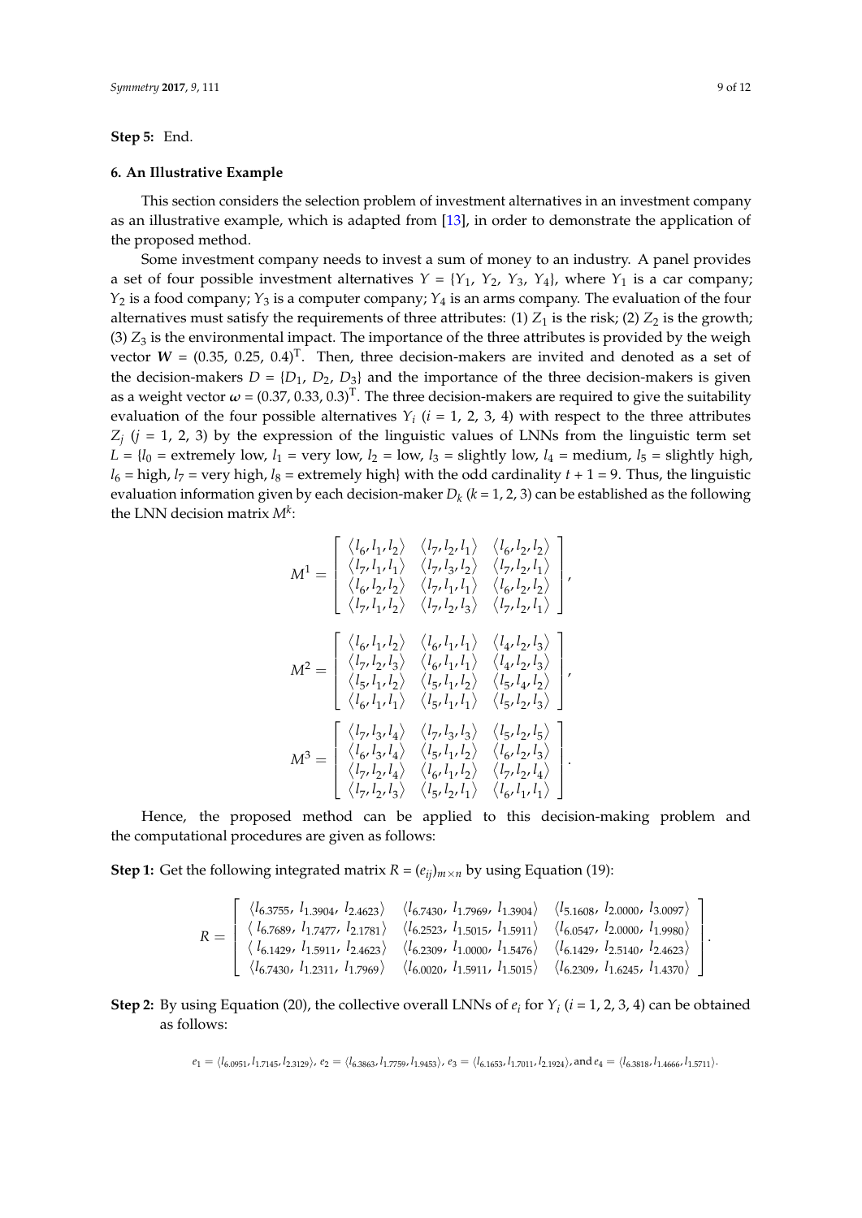**Step 5:** End.

## 6. An Illustrative Example

This section considers the selection problem of investment alternatives in an investment company as an illustrative example, which is adapted from [13], in order to demonstrate the application of the proposed method.

Some investment company needs to invest a sum of money to an industry. A panel provides a set of four possible investment alternatives $Y = \{Y_1, Y_2, Y_3, Y_4\}$, where $Y_1$ is a car company; $Y_2$ is a food company; $Y_3$ is a computer company; $Y_4$ is an arms company. The evaluation of the four alternatives must satisfy the requirements of three attributes: (1) $Z_1$ is the risk; (2) $Z_2$ is the growth; (3) $Z_3$ is the environmental impact. The importance of the three attributes is provided by the weigh vector $\boldsymbol{W} = (0.35, 0.25, 0.4)^{\mathrm{T}}$. Then, three decision-makers are invited and denoted as a set of the decision-makers $D = \{D_1, D_2, D_3\}$ and the importance of the three decision-makers is given as a weight vector $\boldsymbol{\omega} = (0.37, 0.33, 0.3)^{\mathrm{T}}$. The three decision-makers are required to give the suitability evaluation of the four possible alternatives $Y_i$ ($i$ = 1, 2, 3, 4) with respect to the three attributes $Z_j$ ($j$ = 1, 2, 3) by the expression of the linguistic values of LNNs from the linguistic term set $L = \{l_0$ = extremely low, $l_1$ = very low, $l_2$ = low, $l_3$ = slightly low, $l_4$ = medium, $l_5$ = slightly high, $l_6$ = high, $l_7$ = very high, $l_8$ = extremely high$\}$ with the odd cardinality $t + 1 = 9$. Thus, the linguistic evaluation information given by each decision-maker $D_k$ ($k$ = 1, 2, 3) can be established as the following the LNN decision matrix $M^k$:

$$M^1 = \begin{bmatrix} \langle l_6, l_1, l_2 \rangle & \langle l_7, l_2, l_1 \rangle & \langle l_6, l_2, l_2 \rangle \\ \langle l_7, l_1, l_1 \rangle & \langle l_7, l_3, l_2 \rangle & \langle l_7, l_2, l_1 \rangle \\ \langle l_6, l_2, l_2 \rangle & \langle l_7, l_1, l_1 \rangle & \langle l_6, l_2, l_2 \rangle \\ \langle l_7, l_1, l_2 \rangle & \langle l_7, l_2, l_3 \rangle & \langle l_7, l_2, l_1 \rangle \end{bmatrix},$$

$$M^2 = \begin{bmatrix} \langle l_6, l_1, l_2 \rangle & \langle l_6, l_1, l_1 \rangle & \langle l_4, l_2, l_3 \rangle \\ \langle l_7, l_2, l_3 \rangle & \langle l_6, l_1, l_1 \rangle & \langle l_4, l_2, l_3 \rangle \\ \langle l_5, l_1, l_2 \rangle & \langle l_5, l_1, l_2 \rangle & \langle l_5, l_4, l_2 \rangle \\ \langle l_6, l_1, l_1 \rangle & \langle l_5, l_1, l_1 \rangle & \langle l_5, l_2, l_3 \rangle \end{bmatrix},$$

$$M^3 = \begin{bmatrix} \langle l_7, l_3, l_4 \rangle & \langle l_7, l_3, l_3 \rangle & \langle l_5, l_2, l_5 \rangle \\ \langle l_6, l_3, l_4 \rangle & \langle l_5, l_1, l_2 \rangle & \langle l_6, l_2, l_3 \rangle \\ \langle l_7, l_2, l_4 \rangle & \langle l_6, l_1, l_2 \rangle & \langle l_7, l_2, l_4 \rangle \\ \langle l_7, l_2, l_3 \rangle & \langle l_5, l_2, l_1 \rangle & \langle l_6, l_1, l_1 \rangle \end{bmatrix}.$$

Hence, the proposed method can be applied to this decision-making problem and the computational procedures are given as follows:

**Step 1:** Get the following integrated matrix $R = (e_{ij})_{m \times n}$ by using Equation (19):

$$R = \begin{bmatrix} \langle l_{6.3755}, l_{1.3904}, l_{2.4623} \rangle & \langle l_{6.7430}, l_{1.7969}, l_{1.3904} \rangle & \langle l_{5.1608}, l_{2.0000}, l_{3.0097} \rangle \\ \langle l_{6.7689}, l_{1.7477}, l_{2.1781} \rangle & \langle l_{6.2523}, l_{1.5015}, l_{1.5911} \rangle & \langle l_{6.0547}, l_{2.0000}, l_{1.9980} \rangle \\ \langle l_{6.1429}, l_{1.5911}, l_{2.4623} \rangle & \langle l_{6.2309}, l_{1.0000}, l_{1.5476} \rangle & \langle l_{6.1429}, l_{2.5140}, l_{2.4623} \rangle \\ \langle l_{6.7430}, l_{1.2311}, l_{1.7969} \rangle & \langle l_{6.0020}, l_{1.5911}, l_{1.5015} \rangle & \langle l_{6.2309}, l_{1.6245}, l_{1.4370} \rangle \end{bmatrix}.$$

**Step 2:** By using Equation (20), the collective overall LNNs of $e_i$ for $Y_i$ ($i$ = 1, 2, 3, 4) can be obtained as follows:

$e_1 = \langle l_{6.0951}, l_{1.7145}, l_{2.3129} \rangle$, $e_2 = \langle l_{6.3863}, l_{1.7759}, l_{1.9453} \rangle$, $e_3 = \langle l_{6.1653}, l_{1.7011}, l_{2.1924} \rangle$, and $e_4 = \langle l_{6.3818}, l_{1.4666}, l_{1.5711} \rangle$.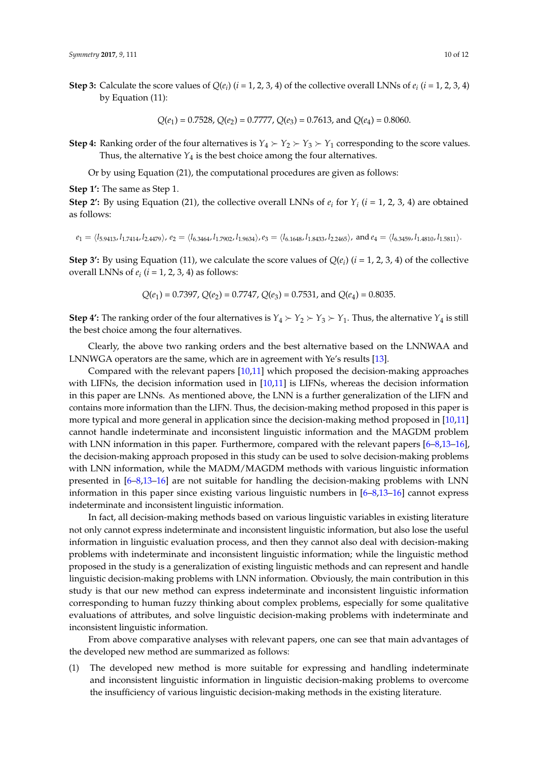**Step 3:** Calculate the score values of $Q(e_i)$ ($i$ = 1, 2, 3, 4) of the collective overall LNNs of $e_i$ ($i$ = 1, 2, 3, 4) by Equation (11):

$$Q(e_1) = 0.7528,\ Q(e_2) = 0.7777,\ Q(e_3) = 0.7613, \text{ and } Q(e_4) = 0.8060.$$

**Step 4:** Ranking order of the four alternatives is $Y_4 \succ Y_2 \succ Y_3 \succ Y_1$ corresponding to the score values. Thus, the alternative $Y_4$ is the best choice among the four alternatives.

Or by using Equation (21), the computational procedures are given as follows:

**Step 1':** The same as Step 1.

**Step 2':** By using Equation (21), the collective overall LNNs of $e_i$ for $Y_i$ ($i$ = 1, 2, 3, 4) are obtained as follows:

$$e_1 = \langle l_{5.9413}, l_{1.7414}, l_{2.4479}\rangle,\ e_2 = \langle l_{6.3464}, l_{1.7902}, l_{1.9634}\rangle,\ e_3 = \langle l_{6.1648}, l_{1.8433}, l_{2.2465}\rangle, \text{ and } e_4 = \langle l_{6.3459}, l_{1.4810}, l_{1.5811}\rangle.$$

**Step 3':** By using Equation (11), we calculate the score values of $Q(e_i)$ ($i$ = 1, 2, 3, 4) of the collective overall LNNs of $e_i$ ($i$ = 1, 2, 3, 4) as follows:

$$Q(e_1) = 0.7397,\ Q(e_2) = 0.7747,\ Q(e_3) = 0.7531, \text{ and } Q(e_4) = 0.8035.$$

**Step 4':** The ranking order of the four alternatives is $Y_4 \succ Y_2 \succ Y_3 \succ Y_1$. Thus, the alternative $Y_4$ is still the best choice among the four alternatives.

Clearly, the above two ranking orders and the best alternative based on the LNNWAA and LNNWGA operators are the same, which are in agreement with Ye's results [13].

Compared with the relevant papers [10,11] which proposed the decision-making approaches with LIFNs, the decision information used in [10,11] is LIFNs, whereas the decision information in this paper are LNNs. As mentioned above, the LNN is a further generalization of the LIFN and contains more information than the LIFN. Thus, the decision-making method proposed in this paper is more typical and more general in application since the decision-making method proposed in [10,11] cannot handle indeterminate and inconsistent linguistic information and the MAGDM problem with LNN information in this paper. Furthermore, compared with the relevant papers [6–8,13–16], the decision-making approach proposed in this study can be used to solve decision-making problems with LNN information, while the MADM/MAGDM methods with various linguistic information presented in [6–8,13–16] are not suitable for handling the decision-making problems with LNN information in this paper since existing various linguistic numbers in [6–8,13–16] cannot express indeterminate and inconsistent linguistic information.

In fact, all decision-making methods based on various linguistic variables in existing literature not only cannot express indeterminate and inconsistent linguistic information, but also lose the useful information in linguistic evaluation process, and then they cannot also deal with decision-making problems with indeterminate and inconsistent linguistic information; while the linguistic method proposed in the study is a generalization of existing linguistic methods and can represent and handle linguistic decision-making problems with LNN information. Obviously, the main contribution in this study is that our new method can express indeterminate and inconsistent linguistic information corresponding to human fuzzy thinking about complex problems, especially for some qualitative evaluations of attributes, and solve linguistic decision-making problems with indeterminate and inconsistent linguistic information.

From above comparative analyses with relevant papers, one can see that main advantages of the developed new method are summarized as follows:

(1) The developed new method is more suitable for expressing and handling indeterminate and inconsistent linguistic information in linguistic decision-making problems to overcome the insufficiency of various linguistic decision-making methods in the existing literature.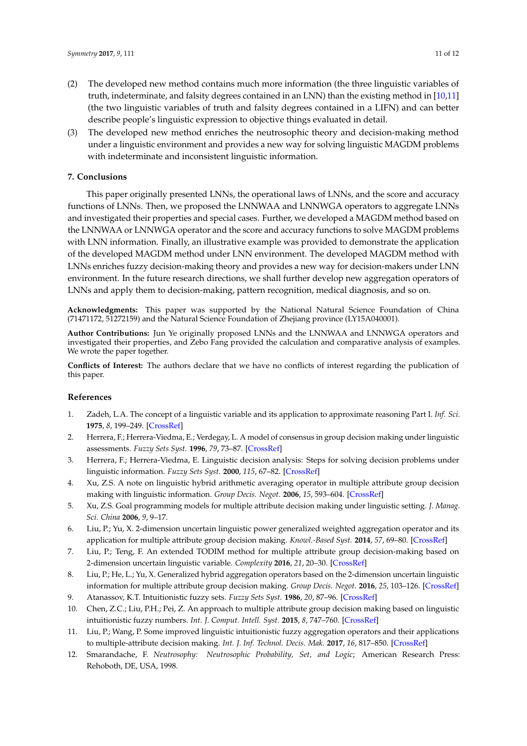(2) The developed new method contains much more information (the three linguistic variables of truth, indeterminate, and falsity degrees contained in an LNN) than the existing method in [10,11] (the two linguistic variables of truth and falsity degrees contained in a LIFN) and can better describe people's linguistic expression to objective things evaluated in detail.

(3) The developed new method enriches the neutrosophic theory and decision-making method under a linguistic environment and provides a new way for solving linguistic MAGDM problems with indeterminate and inconsistent linguistic information.

## 7. Conclusions

This paper originally presented LNNs, the operational laws of LNNs, and the score and accuracy functions of LNNs. Then, we proposed the LNNWAA and LNNWGA operators to aggregate LNNs and investigated their properties and special cases. Further, we developed a MAGDM method based on the LNNWAA or LNNWGA operator and the score and accuracy functions to solve MAGDM problems with LNN information. Finally, an illustrative example was provided to demonstrate the application of the developed MAGDM method under LNN environment. The developed MAGDM method with LNNs enriches fuzzy decision-making theory and provides a new way for decision-makers under LNN environment. In the future research directions, we shall further develop new aggregation operators of LNNs and apply them to decision-making, pattern recognition, medical diagnosis, and so on.

**Acknowledgments:** This paper was supported by the National Natural Science Foundation of China (71471172, 51272159) and the Natural Science Foundation of Zhejiang province (LY15A040001).

**Author Contributions:** Jun Ye originally proposed LNNs and the LNNWAA and LNNWGA operators and investigated their properties, and Zebo Fang provided the calculation and comparative analysis of examples. We wrote the paper together.

**Conflicts of Interest:** The authors declare that we have no conflicts of interest regarding the publication of this paper.

## References

1. Zadeh, L.A. The concept of a linguistic variable and its application to approximate reasoning Part I. *Inf. Sci.* **1975**, *8*, 199–249. [CrossRef]
2. Herrera, F.; Herrera-Viedma, E.; Verdegay, L. A model of consensus in group decision making under linguistic assessments. *Fuzzy Sets Syst.* **1996**, *79*, 73–87. [CrossRef]
3. Herrera, F.; Herrera-Viedma, E. Linguistic decision analysis: Steps for solving decision problems under linguistic information. *Fuzzy Sets Syst.* **2000**, *115*, 67–82. [CrossRef]
4. Xu, Z.S. A note on linguistic hybrid arithmetic averaging operator in multiple attribute group decision making with linguistic information. *Group Decis. Negot.* **2006**, *15*, 593–604. [CrossRef]
5. Xu, Z.S. Goal programming models for multiple attribute decision making under linguistic setting. *J. Manag. Sci. China* **2006**, *9*, 9–17.
6. Liu, P.; Yu, X. 2-dimension uncertain linguistic power generalized weighted aggregation operator and its application for multiple attribute group decision making. *Knowl.-Based Syst.* **2014**, *57*, 69–80. [CrossRef]
7. Liu, P.; Teng, F. An extended TODIM method for multiple attribute group decision-making based on 2-dimension uncertain linguistic variable. *Complexity* **2016**, *21*, 20–30. [CrossRef]
8. Liu, P.; He, L.; Yu, X. Generalized hybrid aggregation operators based on the 2-dimension uncertain linguistic information for multiple attribute group decision making. *Group Decis. Negot.* **2016**, *25*, 103–126. [CrossRef]
9. Atanassov, K.T. Intuitionistic fuzzy sets. *Fuzzy Sets Syst.* **1986**, *20*, 87–96. [CrossRef]
10. Chen, Z.C.; Liu, P.H.; Pei, Z. An approach to multiple attribute group decision making based on linguistic intuitionistic fuzzy numbers. *Int. J. Comput. Intell. Syst.* **2015**, *8*, 747–760. [CrossRef]
11. Liu, P.; Wang, P. Some improved linguistic intuitionistic fuzzy aggregation operators and their applications to multiple-attribute decision making. *Int. J. Inf. Technol. Decis. Mak.* **2017**, *16*, 817–850. [CrossRef]
12. Smarandache, F. *Neutrosophy: Neutrosophic Probability, Set, and Logic*; American Research Press: Rehoboth, DE, USA, 1998.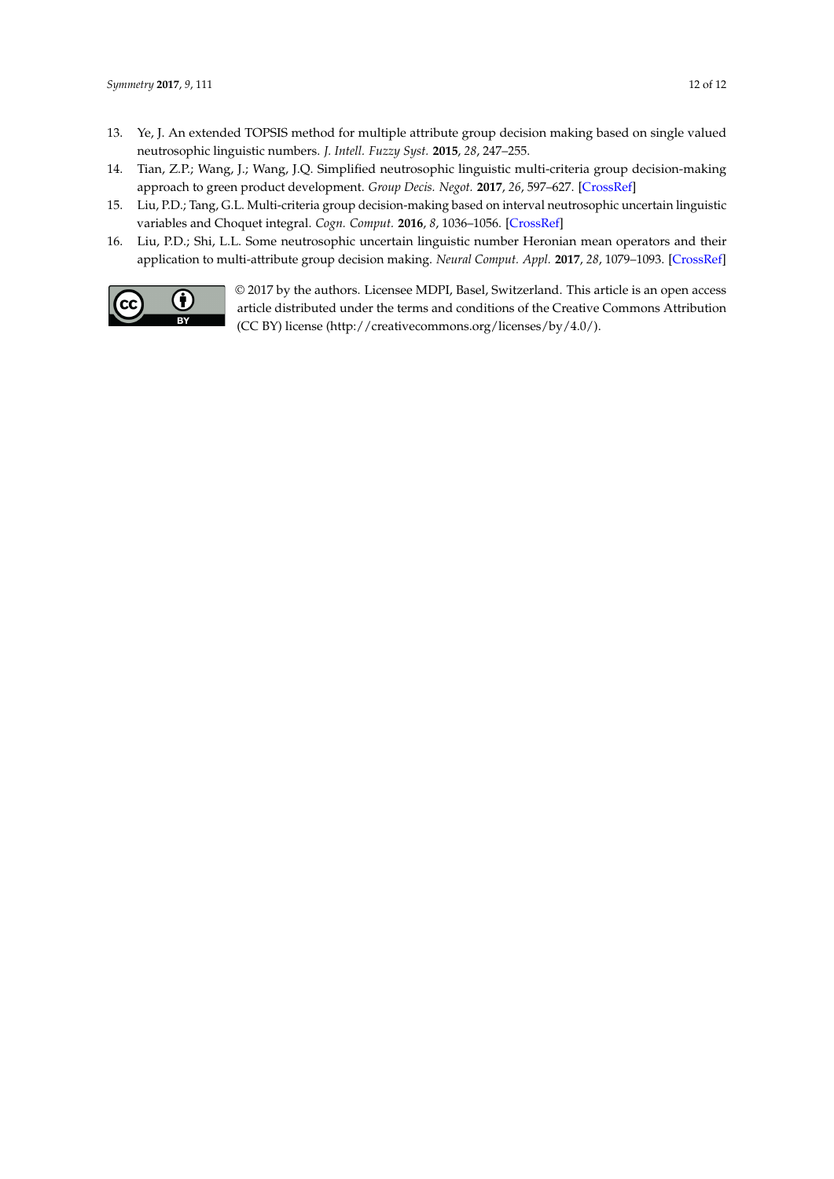13. Ye, J. An extended TOPSIS method for multiple attribute group decision making based on single valued neutrosophic linguistic numbers. *J. Intell. Fuzzy Syst.* **2015**, *28*, 247–255.
14. Tian, Z.P.; Wang, J.; Wang, J.Q. Simplified neutrosophic linguistic multi-criteria group decision-making approach to green product development. *Group Decis. Negot.* **2017**, *26*, 597–627. [CrossRef]
15. Liu, P.D.; Tang, G.L. Multi-criteria group decision-making based on interval neutrosophic uncertain linguistic variables and Choquet integral. *Cogn. Comput.* **2016**, *8*, 1036–1056. [CrossRef]
16. Liu, P.D.; Shi, L.L. Some neutrosophic uncertain linguistic number Heronian mean operators and their application to multi-attribute group decision making. *Neural Comput. Appl.* **2017**, *28*, 1079–1093. [CrossRef]

© 2017 by the authors. Licensee MDPI, Basel, Switzerland. This article is an open access article distributed under the terms and conditions of the Creative Commons Attribution (CC BY) license (http://creativecommons.org/licenses/by/4.0/).